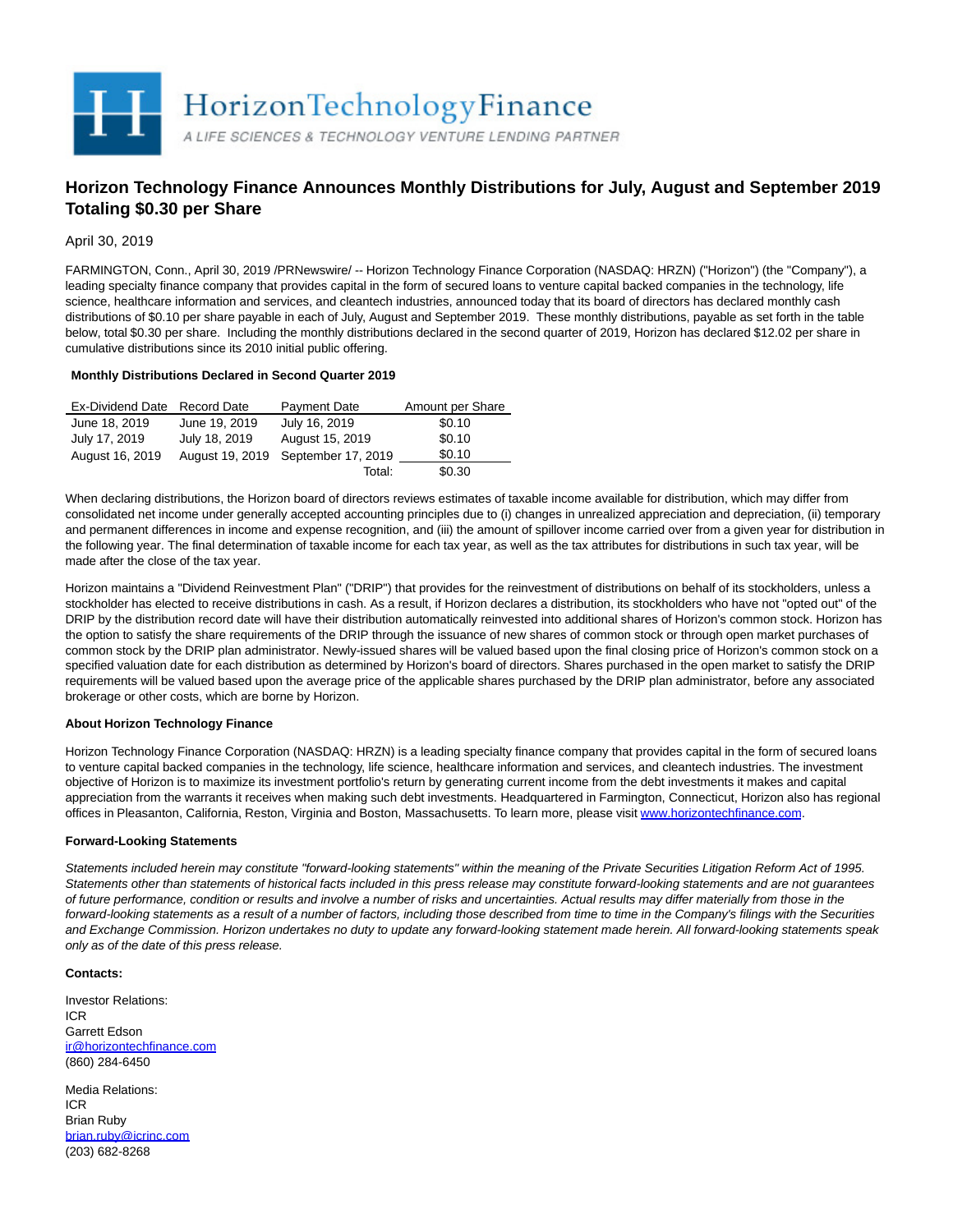HorizonTechnologyFinance

A LIFE SCIENCES & TECHNOLOGY VENTURE LENDING PARTNER

# Horizon Technology Finance Announces Monthly Distributions for July, August and September 2019 Totaling $0.30 per Share

April 30, 2019

FARMINGTON, Conn., April 30, 2019 /PRNewswire/ -- Horizon Technology Finance Corporation (NASDAQ: HRZN) ("Horizon") (the "Company"), a leading specialty finance company that provides capital in the form of secured loans to venture capital backed companies in the technology, life science, healthcare information and services, and cleantech industries, announced today that its board of directors has declared monthly cash distributions of $0.10 per share payable in each of July, August and September 2019. These monthly distributions, payable as set forth in the table below, total $0.30 per share. Including the monthly distributions declared in the second quarter of 2019, Horizon has declared $12.02 per share in cumulative distributions since its 2010 initial public offering.

**Monthly Distributions Declared in Second Quarter 2019**

| Ex-Dividend Date | Record Date | Payment Date | Amount per Share |
|---|---|---|---|
| June 18, 2019 | June 19, 2019 | July 16, 2019 | $0.10 |
| July 17, 2019 | July 18, 2019 | August 15, 2019 | $0.10 |
| August 16, 2019 | August 19, 2019 | September 17, 2019 | $0.10 |
| | | Total: | $0.30 |

When declaring distributions, the Horizon board of directors reviews estimates of taxable income available for distribution, which may differ from consolidated net income under generally accepted accounting principles due to (i) changes in unrealized appreciation and depreciation, (ii) temporary and permanent differences in income and expense recognition, and (iii) the amount of spillover income carried over from a given year for distribution in the following year. The final determination of taxable income for each tax year, as well as the tax attributes for distributions in such tax year, will be made after the close of the tax year.

Horizon maintains a "Dividend Reinvestment Plan" ("DRIP") that provides for the reinvestment of distributions on behalf of its stockholders, unless a stockholder has elected to receive distributions in cash. As a result, if Horizon declares a distribution, its stockholders who have not "opted out" of the DRIP by the distribution record date will have their distribution automatically reinvested into additional shares of Horizon's common stock. Horizon has the option to satisfy the share requirements of the DRIP through the issuance of new shares of common stock or through open market purchases of common stock by the DRIP plan administrator. Newly-issued shares will be valued based upon the final closing price of Horizon's common stock on a specified valuation date for each distribution as determined by Horizon's board of directors. Shares purchased in the open market to satisfy the DRIP requirements will be valued based upon the average price of the applicable shares purchased by the DRIP plan administrator, before any associated brokerage or other costs, which are borne by Horizon.

**About Horizon Technology Finance**

Horizon Technology Finance Corporation (NASDAQ: HRZN) is a leading specialty finance company that provides capital in the form of secured loans to venture capital backed companies in the technology, life science, healthcare information and services, and cleantech industries. The investment objective of Horizon is to maximize its investment portfolio's return by generating current income from the debt investments it makes and capital appreciation from the warrants it receives when making such debt investments. Headquartered in Farmington, Connecticut, Horizon also has regional offices in Pleasanton, California, Reston, Virginia and Boston, Massachusetts. To learn more, please visit www.horizontechfinance.com.

**Forward-Looking Statements**

*Statements included herein may constitute "forward-looking statements" within the meaning of the Private Securities Litigation Reform Act of 1995. Statements other than statements of historical facts included in this press release may constitute forward-looking statements and are not guarantees of future performance, condition or results and involve a number of risks and uncertainties. Actual results may differ materially from those in the forward-looking statements as a result of a number of factors, including those described from time to time in the Company's filings with the Securities and Exchange Commission. Horizon undertakes no duty to update any forward-looking statement made herein. All forward-looking statements speak only as of the date of this press release.*

**Contacts:**

Investor Relations:
ICR
Garrett Edson
ir@horizontechfinance.com
(860) 284-6450

Media Relations:
ICR
Brian Ruby
brian.ruby@icrinc.com
(203) 682-8268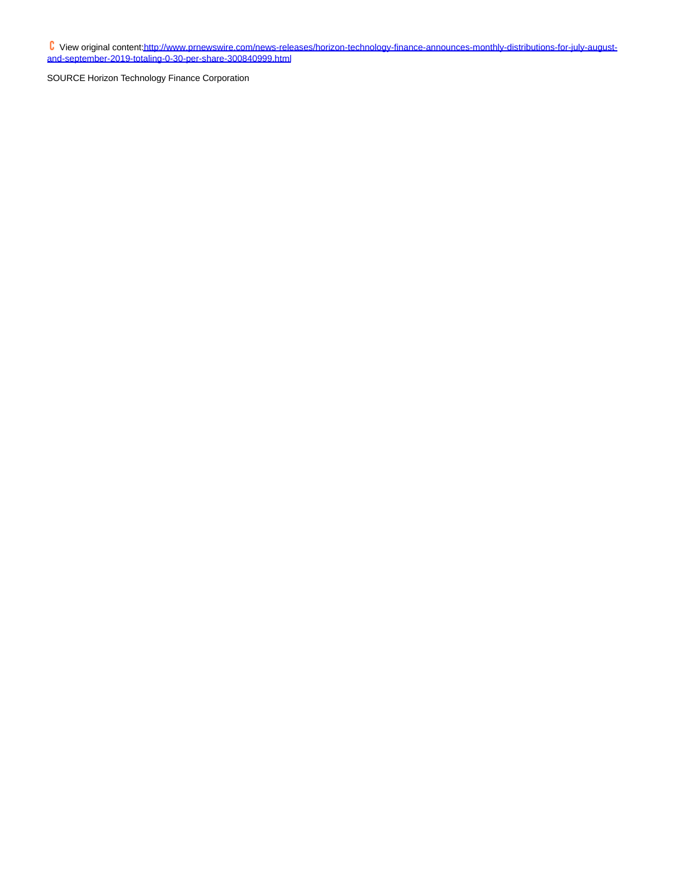View original content:http://www.prnewswire.com/news-releases/horizon-technology-finance-announces-monthly-distributions-for-july-august-and-september-2019-totaling-0-30-per-share-300840999.html

SOURCE Horizon Technology Finance Corporation